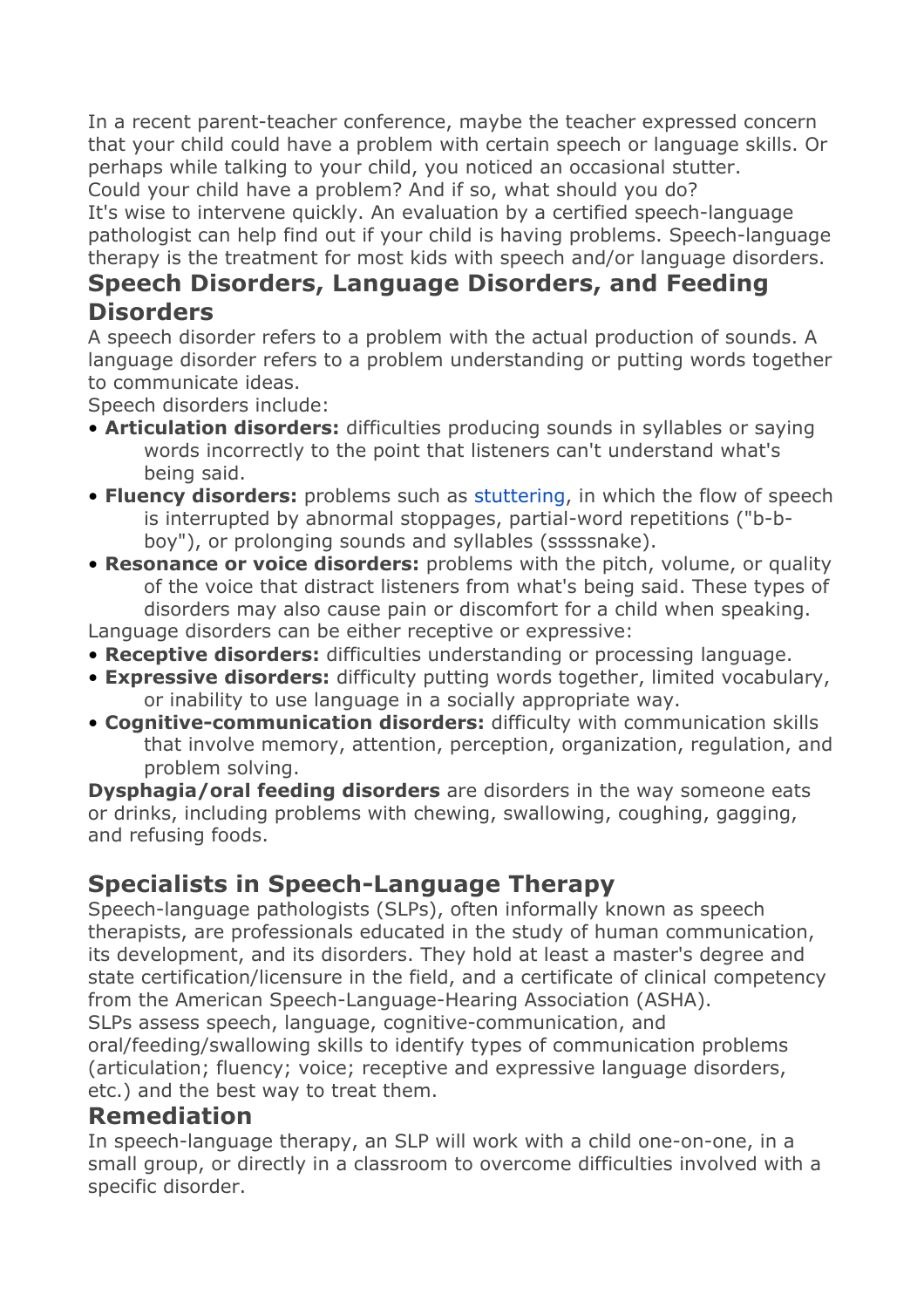In a recent parent-teacher conference, maybe the teacher expressed concern that your child could have a problem with certain speech or language skills. Or perhaps while talking to your child, you noticed an occasional stutter.

Could your child have a problem? And if so, what should you do?

It's wise to intervene quickly. An evaluation by a certified speech-language pathologist can help find out if your child is having problems. Speech-language therapy is the treatment for most kids with speech and/or language disorders.

## Speech Disorders, Language Disorders, and Feeding Disorders

A speech disorder refers to a problem with the actual production of sounds. A language disorder refers to a problem understanding or putting words together to communicate ideas.

Speech disorders include:

- **Articulation disorders:** difficulties producing sounds in syllables or saying words incorrectly to the point that listeners can't understand what's being said.
- **Fluency disorders:** problems such as stuttering, in which the flow of speech is interrupted by abnormal stoppages, partial-word repetitions ("b-b-boy"), or prolonging sounds and syllables (sssssnake).
- **Resonance or voice disorders:** problems with the pitch, volume, or quality of the voice that distract listeners from what's being said. These types of disorders may also cause pain or discomfort for a child when speaking.

Language disorders can be either receptive or expressive:

- **Receptive disorders:** difficulties understanding or processing language.
- **Expressive disorders:** difficulty putting words together, limited vocabulary, or inability to use language in a socially appropriate way.
- **Cognitive-communication disorders:** difficulty with communication skills that involve memory, attention, perception, organization, regulation, and problem solving.

**Dysphagia/oral feeding disorders** are disorders in the way someone eats or drinks, including problems with chewing, swallowing, coughing, gagging, and refusing foods.

## Specialists in Speech-Language Therapy

Speech-language pathologists (SLPs), often informally known as speech therapists, are professionals educated in the study of human communication, its development, and its disorders. They hold at least a master's degree and state certification/licensure in the field, and a certificate of clinical competency from the American Speech-Language-Hearing Association (ASHA).

SLPs assess speech, language, cognitive-communication, and oral/feeding/swallowing skills to identify types of communication problems (articulation; fluency; voice; receptive and expressive language disorders, etc.) and the best way to treat them.

## Remediation

In speech-language therapy, an SLP will work with a child one-on-one, in a small group, or directly in a classroom to overcome difficulties involved with a specific disorder.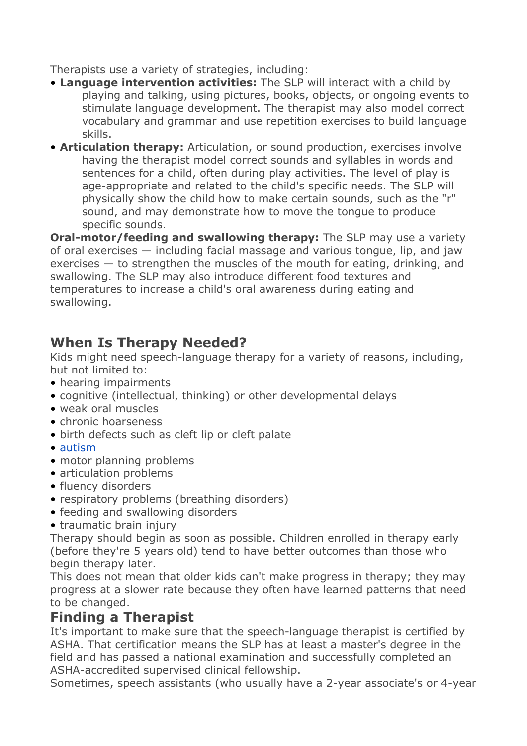Therapists use a variety of strategies, including:

- **Language intervention activities:** The SLP will interact with a child by playing and talking, using pictures, books, objects, or ongoing events to stimulate language development. The therapist may also model correct vocabulary and grammar and use repetition exercises to build language skills.
- **Articulation therapy:** Articulation, or sound production, exercises involve having the therapist model correct sounds and syllables in words and sentences for a child, often during play activities. The level of play is age-appropriate and related to the child's specific needs. The SLP will physically show the child how to make certain sounds, such as the "r" sound, and may demonstrate how to move the tongue to produce specific sounds.

**Oral-motor/feeding and swallowing therapy:** The SLP may use a variety of oral exercises — including facial massage and various tongue, lip, and jaw exercises — to strengthen the muscles of the mouth for eating, drinking, and swallowing. The SLP may also introduce different food textures and temperatures to increase a child's oral awareness during eating and swallowing.

## When Is Therapy Needed?

Kids might need speech-language therapy for a variety of reasons, including, but not limited to:

- hearing impairments
- cognitive (intellectual, thinking) or other developmental delays
- weak oral muscles
- chronic hoarseness
- birth defects such as cleft lip or cleft palate
- autism
- motor planning problems
- articulation problems
- fluency disorders
- respiratory problems (breathing disorders)
- feeding and swallowing disorders
- traumatic brain injury

Therapy should begin as soon as possible. Children enrolled in therapy early (before they're 5 years old) tend to have better outcomes than those who begin therapy later.

This does not mean that older kids can't make progress in therapy; they may progress at a slower rate because they often have learned patterns that need to be changed.

## Finding a Therapist

It's important to make sure that the speech-language therapist is certified by ASHA. That certification means the SLP has at least a master's degree in the field and has passed a national examination and successfully completed an ASHA-accredited supervised clinical fellowship.

Sometimes, speech assistants (who usually have a 2-year associate's or 4-year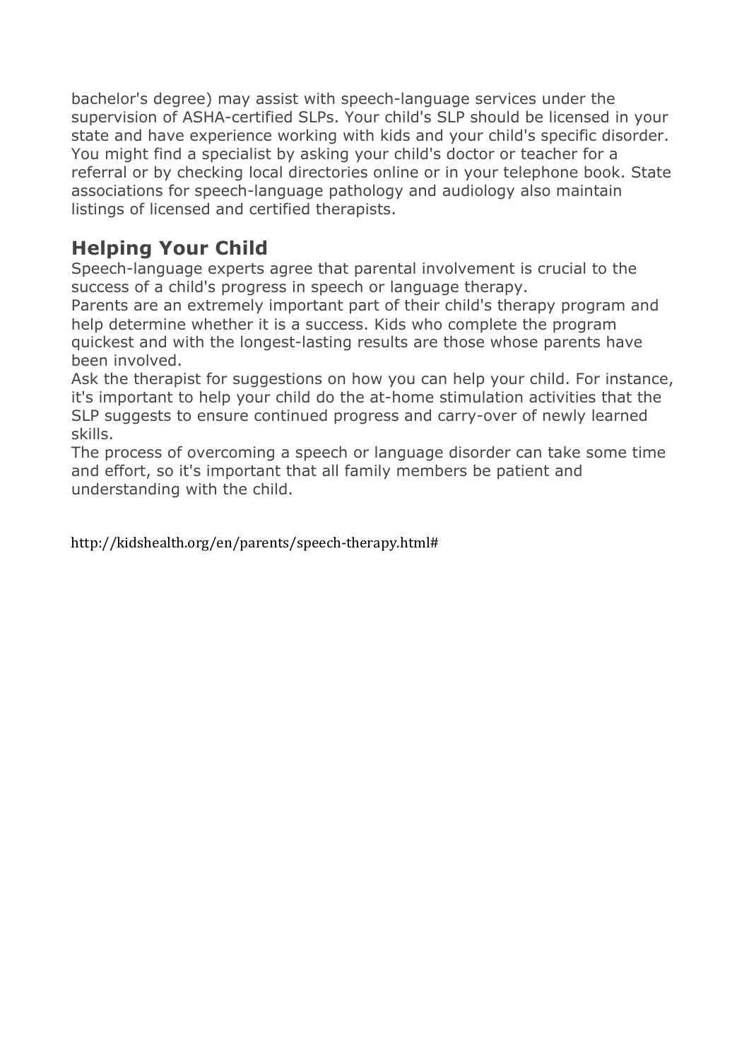bachelor's degree) may assist with speech-language services under the supervision of ASHA-certified SLPs. Your child's SLP should be licensed in your state and have experience working with kids and your child's specific disorder. You might find a specialist by asking your child's doctor or teacher for a referral or by checking local directories online or in your telephone book. State associations for speech-language pathology and audiology also maintain listings of licensed and certified therapists.

## Helping Your Child

Speech-language experts agree that parental involvement is crucial to the success of a child's progress in speech or language therapy.

Parents are an extremely important part of their child's therapy program and help determine whether it is a success. Kids who complete the program quickest and with the longest-lasting results are those whose parents have been involved.

Ask the therapist for suggestions on how you can help your child. For instance, it's important to help your child do the at-home stimulation activities that the SLP suggests to ensure continued progress and carry-over of newly learned skills.

The process of overcoming a speech or language disorder can take some time and effort, so it's important that all family members be patient and understanding with the child.

http://kidshealth.org/en/parents/speech-therapy.html#